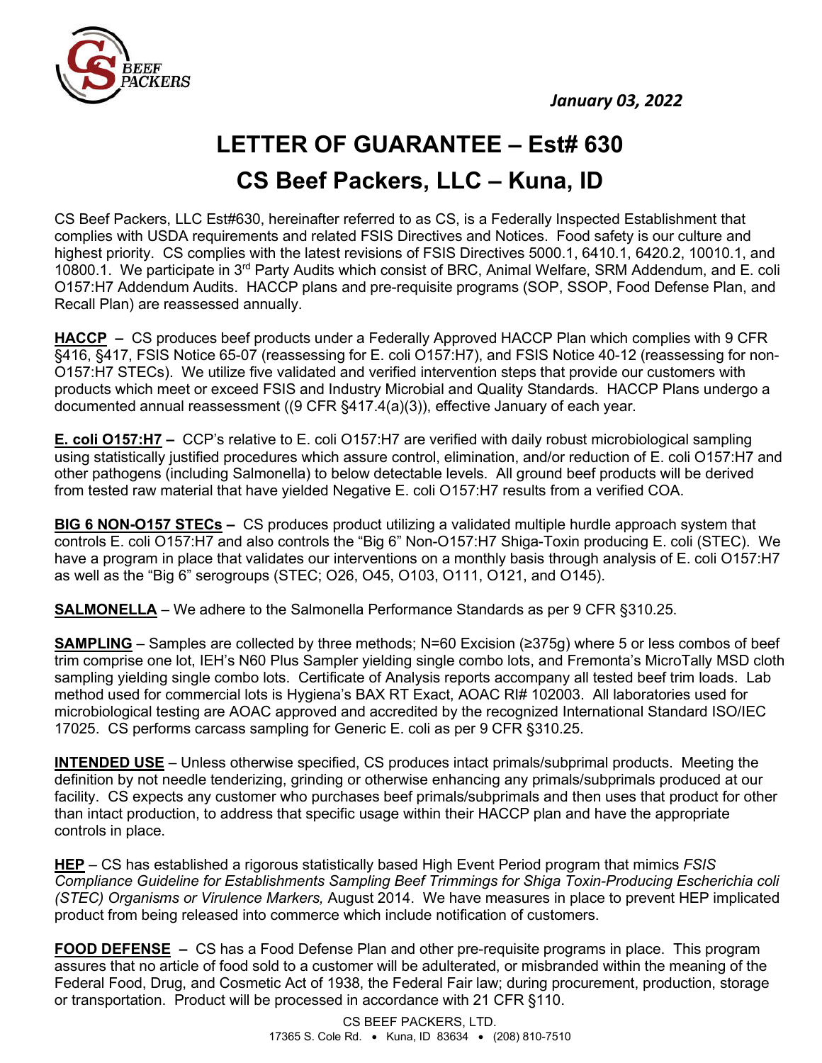*January 03, 2022*

# LETTER OF GUARANTEE – Est# 630

## CS Beef Packers, LLC – Kuna, ID

CS Beef Packers, LLC Est#630, hereinafter referred to as CS, is a Federally Inspected Establishment that complies with USDA requirements and related FSIS Directives and Notices. Food safety is our culture and highest priority. CS complies with the latest revisions of FSIS Directives 5000.1, 6410.1, 6420.2, 10010.1, and 10800.1. We participate in 3rd Party Audits which consist of BRC, Animal Welfare, SRM Addendum, and E. coli O157:H7 Addendum Audits. HACCP plans and pre-requisite programs (SOP, SSOP, Food Defense Plan, and Recall Plan) are reassessed annually.

**HACCP –** CS produces beef products under a Federally Approved HACCP Plan which complies with 9 CFR §416, §417, FSIS Notice 65-07 (reassessing for E. coli O157:H7), and FSIS Notice 40-12 (reassessing for non-O157:H7 STECs). We utilize five validated and verified intervention steps that provide our customers with products which meet or exceed FSIS and Industry Microbial and Quality Standards. HACCP Plans undergo a documented annual reassessment ((9 CFR §417.4(a)(3)), effective January of each year.

**E. coli O157:H7 –** CCP's relative to E. coli O157:H7 are verified with daily robust microbiological sampling using statistically justified procedures which assure control, elimination, and/or reduction of E. coli O157:H7 and other pathogens (including Salmonella) to below detectable levels. All ground beef products will be derived from tested raw material that have yielded Negative E. coli O157:H7 results from a verified COA.

**BIG 6 NON-O157 STECs –** CS produces product utilizing a validated multiple hurdle approach system that controls E. coli O157:H7 and also controls the "Big 6" Non-O157:H7 Shiga-Toxin producing E. coli (STEC). We have a program in place that validates our interventions on a monthly basis through analysis of E. coli O157:H7 as well as the "Big 6" serogroups (STEC; O26, O45, O103, O111, O121, and O145).

**SALMONELLA** – We adhere to the Salmonella Performance Standards as per 9 CFR §310.25.

**SAMPLING** – Samples are collected by three methods; N=60 Excision (≥375g) where 5 or less combos of beef trim comprise one lot, IEH's N60 Plus Sampler yielding single combo lots, and Fremonta's MicroTally MSD cloth sampling yielding single combo lots. Certificate of Analysis reports accompany all tested beef trim loads. Lab method used for commercial lots is Hygiena's BAX RT Exact, AOAC RI# 102003. All laboratories used for microbiological testing are AOAC approved and accredited by the recognized International Standard ISO/IEC 17025. CS performs carcass sampling for Generic E. coli as per 9 CFR §310.25.

**INTENDED USE** – Unless otherwise specified, CS produces intact primals/subprimal products. Meeting the definition by not needle tenderizing, grinding or otherwise enhancing any primals/subprimals produced at our facility. CS expects any customer who purchases beef primals/subprimals and then uses that product for other than intact production, to address that specific usage within their HACCP plan and have the appropriate controls in place.

**HEP** – CS has established a rigorous statistically based High Event Period program that mimics *FSIS Compliance Guideline for Establishments Sampling Beef Trimmings for Shiga Toxin-Producing Escherichia coli (STEC) Organisms or Virulence Markers,* August 2014. We have measures in place to prevent HEP implicated product from being released into commerce which include notification of customers.

**FOOD DEFENSE –** CS has a Food Defense Plan and other pre-requisite programs in place. This program assures that no article of food sold to a customer will be adulterated, or misbranded within the meaning of the Federal Food, Drug, and Cosmetic Act of 1938, the Federal Fair law; during procurement, production, storage or transportation. Product will be processed in accordance with 21 CFR §110.

CS BEEF PACKERS, LTD.
17365 S. Cole Rd. • Kuna, ID 83634 • (208) 810-7510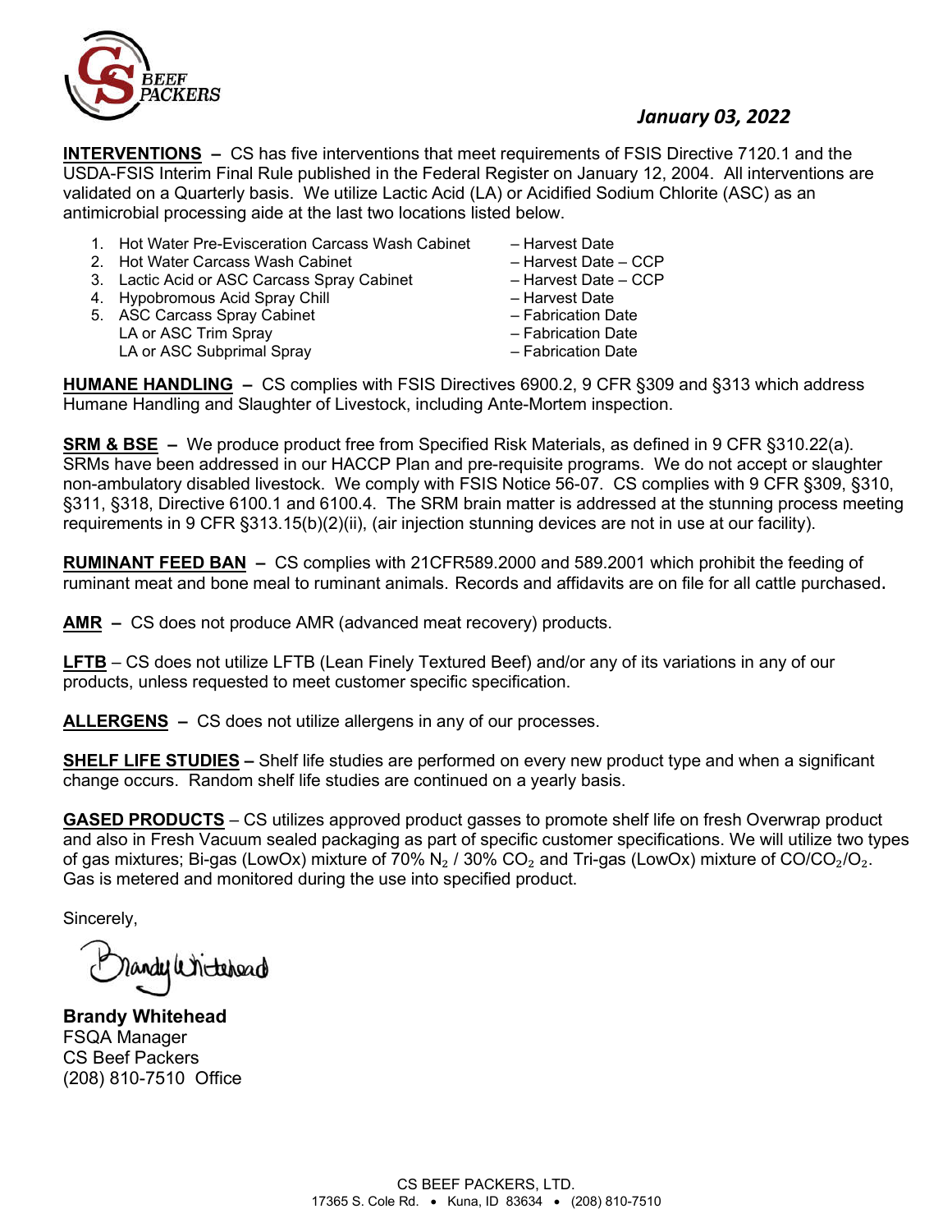CS BEEF PACKERS

*January 03, 2022*

**INTERVENTIONS** – CS has five interventions that meet requirements of FSIS Directive 7120.1 and the USDA-FSIS Interim Final Rule published in the Federal Register on January 12, 2004. All interventions are validated on a Quarterly basis. We utilize Lactic Acid (LA) or Acidified Sodium Chlorite (ASC) as an antimicrobial processing aide at the last two locations listed below.

1. Hot Water Pre-Evisceration Carcass Wash Cabinet – Harvest Date
2. Hot Water Carcass Wash Cabinet – Harvest Date – CCP
3. Lactic Acid or ASC Carcass Spray Cabinet – Harvest Date – CCP
4. Hypobromous Acid Spray Chill – Harvest Date
5. ASC Carcass Spray Cabinet – Fabrication Date
   LA or ASC Trim Spray – Fabrication Date
   LA or ASC Subprimal Spray – Fabrication Date

**HUMANE HANDLING** – CS complies with FSIS Directives 6900.2, 9 CFR §309 and §313 which address Humane Handling and Slaughter of Livestock, including Ante-Mortem inspection.

**SRM & BSE** – We produce product free from Specified Risk Materials, as defined in 9 CFR §310.22(a). SRMs have been addressed in our HACCP Plan and pre-requisite programs. We do not accept or slaughter non-ambulatory disabled livestock. We comply with FSIS Notice 56-07. CS complies with 9 CFR §309, §310, §311, §318, Directive 6100.1 and 6100.4. The SRM brain matter is addressed at the stunning process meeting requirements in 9 CFR §313.15(b)(2)(ii), (air injection stunning devices are not in use at our facility).

**RUMINANT FEED BAN** – CS complies with 21CFR589.2000 and 589.2001 which prohibit the feeding of ruminant meat and bone meal to ruminant animals. Records and affidavits are on file for all cattle purchased.

**AMR** – CS does not produce AMR (advanced meat recovery) products.

**LFTB** – CS does not utilize LFTB (Lean Finely Textured Beef) and/or any of its variations in any of our products, unless requested to meet customer specific specification.

**ALLERGENS** – CS does not utilize allergens in any of our processes.

**SHELF LIFE STUDIES** – Shelf life studies are performed on every new product type and when a significant change occurs. Random shelf life studies are continued on a yearly basis.

**GASED PRODUCTS** – CS utilizes approved product gasses to promote shelf life on fresh Overwrap product and also in Fresh Vacuum sealed packaging as part of specific customer specifications. We will utilize two types of gas mixtures; Bi-gas (LowOx) mixture of 70% $N_2$ / 30% $CO_2$ and Tri-gas (LowOx) mixture of $CO/CO_2/O_2$. Gas is metered and monitored during the use into specified product.

Sincerely,

Brandy Whitehead

**Brandy Whitehead**
FSQA Manager
CS Beef Packers
(208) 810-7510 Office

CS BEEF PACKERS, LTD.
17365 S. Cole Rd. • Kuna, ID 83634 • (208) 810-7510